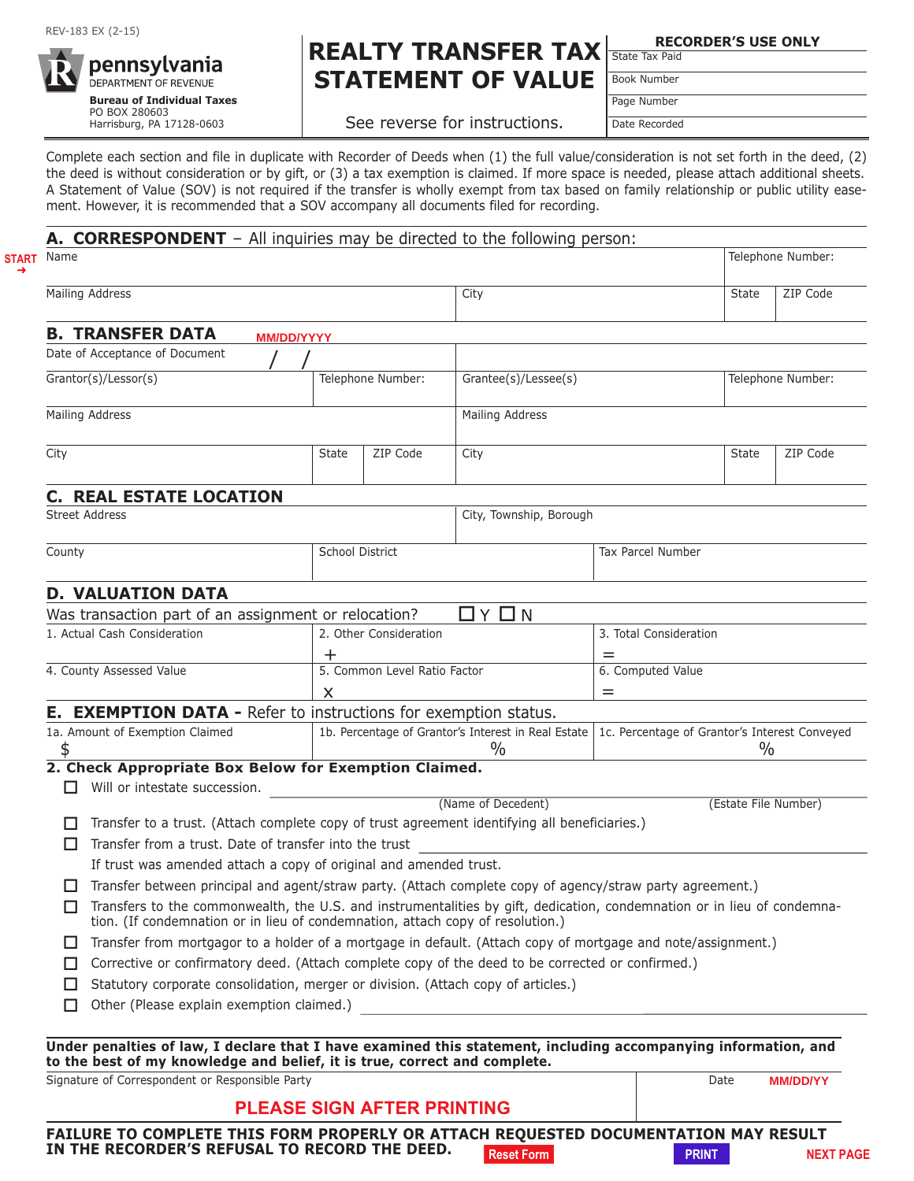REV-183 EX (2-15)

**pennsylvania**
DEPARTMENT OF REVENUE
**Bureau of Individual Taxes**
PO BOX 280603
Harrisburg, PA 17128-0603

# REALTY TRANSFER TAX STATEMENT OF VALUE

See reverse for instructions.

| RECORDER'S USE ONLY |
|---|
| State Tax Paid |
| Book Number |
| Page Number |
| Date Recorded |

Complete each section and file in duplicate with Recorder of Deeds when (1) the full value/consideration is not set forth in the deed, (2) the deed is without consideration or by gift, or (3) a tax exemption is claimed. If more space is needed, please attach additional sheets. A Statement of Value (SOV) is not required if the transfer is wholly exempt from tax based on family relationship or public utility easement. However, it is recommended that a SOV accompany all documents filed for recording.

## A. CORRESPONDENT – All inquiries may be directed to the following person:

START →

| Name | | Telephone Number: | |
|---|---|---|---|
| Mailing Address | City | State | ZIP Code |

## B. TRANSFER DATA

MM/DD/YYYY

| Date of Acceptance of Document / / | | | | | |
|---|---|---|---|---|---|
| Grantor(s)/Lessor(s) | Telephone Number: | | Grantee(s)/Lessee(s) | Telephone Number: | |
| Mailing Address | | | Mailing Address | | |
| City | State | ZIP Code | City | State | ZIP Code |

## C. REAL ESTATE LOCATION

| Street Address | | City, Township, Borough |
|---|---|---|
| County | School District | Tax Parcel Number |

## D. VALUATION DATA

Was transaction part of an assignment or relocation? ☐ Y ☐ N

| 1. Actual Cash Consideration | 2. Other Consideration | 3. Total Consideration |
|---|---|---|
| | + | = |
| 4. County Assessed Value | 5. Common Level Ratio Factor | 6. Computed Value |
| | x | = |

## E. EXEMPTION DATA - Refer to instructions for exemption status.

| 1a. Amount of Exemption Claimed | 1b. Percentage of Grantor's Interest in Real Estate | 1c. Percentage of Grantor's Interest Conveyed |
|---|---|---|
| $ | % | % |

**2. Check Appropriate Box Below for Exemption Claimed.**

- ☐ Will or intestate succession. ____________________ (Name of Decedent) ____________________ (Estate File Number)
- ☐ Transfer to a trust. (Attach complete copy of trust agreement identifying all beneficiaries.)
- ☐ Transfer from a trust. Date of transfer into the trust ____________________
  If trust was amended attach a copy of original and amended trust.
- ☐ Transfer between principal and agent/straw party. (Attach complete copy of agency/straw party agreement.)
- ☐ Transfers to the commonwealth, the U.S. and instrumentalities by gift, dedication, condemnation or in lieu of condemnation. (If condemnation or in lieu of condemnation, attach copy of resolution.)
- ☐ Transfer from mortgagor to a holder of a mortgage in default. (Attach copy of mortgage and note/assignment.)
- ☐ Corrective or confirmatory deed. (Attach complete copy of the deed to be corrected or confirmed.)
- ☐ Statutory corporate consolidation, merger or division. (Attach copy of articles.)
- ☐ Other (Please explain exemption claimed.) ____________________

**Under penalties of law, I declare that I have examined this statement, including accompanying information, and to the best of my knowledge and belief, it is true, correct and complete.**

| Signature of Correspondent or Responsible Party | Date MM/DD/YY |
|---|---|
| PLEASE SIGN AFTER PRINTING | |

**FAILURE TO COMPLETE THIS FORM PROPERLY OR ATTACH REQUESTED DOCUMENTATION MAY RESULT IN THE RECORDER'S REFUSAL TO RECORD THE DEED.**

Reset Form PRINT NEXT PAGE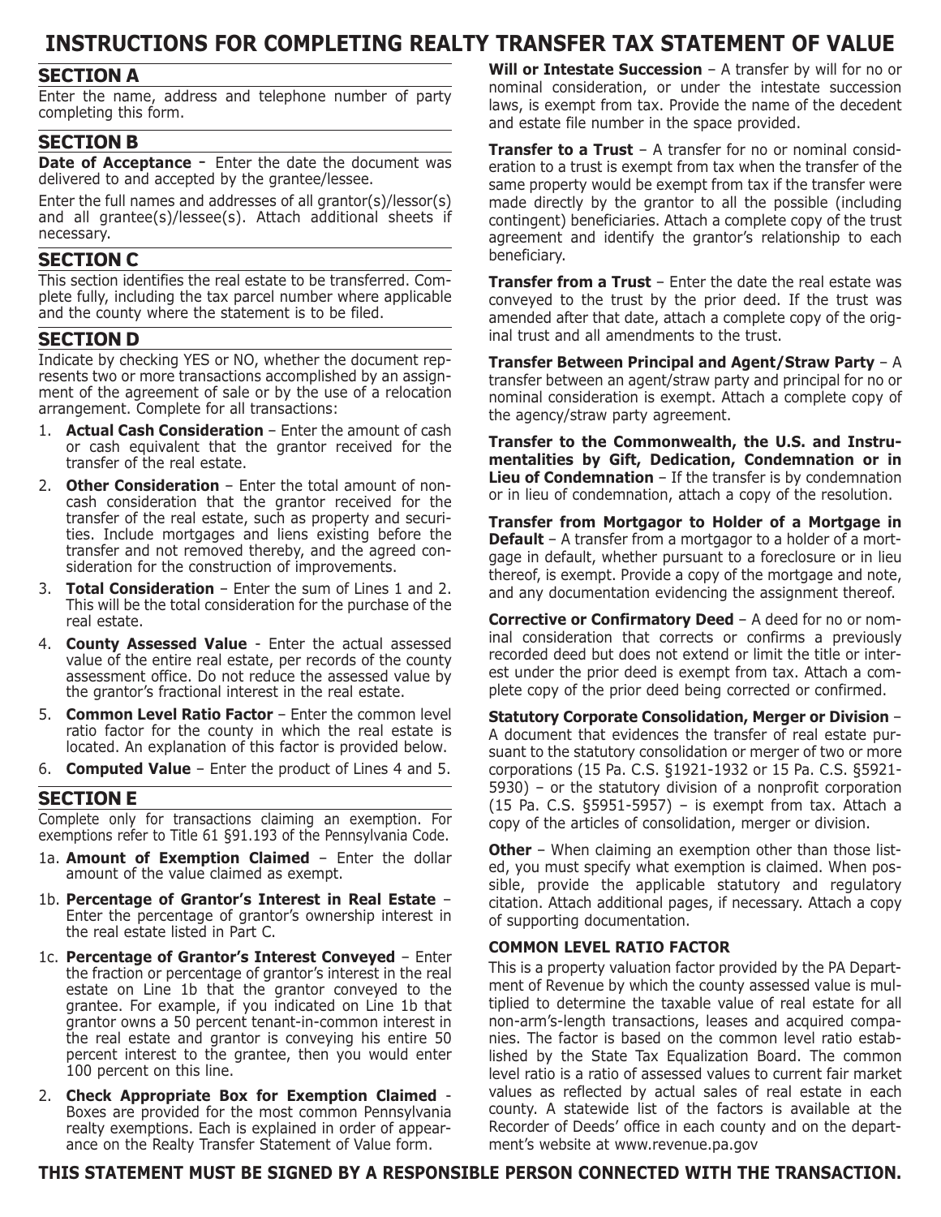# INSTRUCTIONS FOR COMPLETING REALTY TRANSFER TAX STATEMENT OF VALUE

## SECTION A

Enter the name, address and telephone number of party completing this form.

## SECTION B

**Date of Acceptance** - Enter the date the document was delivered to and accepted by the grantee/lessee.

Enter the full names and addresses of all grantor(s)/lessor(s) and all grantee(s)/lessee(s). Attach additional sheets if necessary.

## SECTION C

This section identifies the real estate to be transferred. Complete fully, including the tax parcel number where applicable and the county where the statement is to be filed.

## SECTION D

Indicate by checking YES or NO, whether the document represents two or more transactions accomplished by an assignment of the agreement of sale or by the use of a relocation arrangement. Complete for all transactions:

1. **Actual Cash Consideration** – Enter the amount of cash or cash equivalent that the grantor received for the transfer of the real estate.
2. **Other Consideration** – Enter the total amount of noncash consideration that the grantor received for the transfer of the real estate, such as property and securities. Include mortgages and liens existing before the transfer and not removed thereby, and the agreed consideration for the construction of improvements.
3. **Total Consideration** – Enter the sum of Lines 1 and 2. This will be the total consideration for the purchase of the real estate.
4. **County Assessed Value** - Enter the actual assessed value of the entire real estate, per records of the county assessment office. Do not reduce the assessed value by the grantor's fractional interest in the real estate.
5. **Common Level Ratio Factor** – Enter the common level ratio factor for the county in which the real estate is located. An explanation of this factor is provided below.
6. **Computed Value** – Enter the product of Lines 4 and 5.

## SECTION E

Complete only for transactions claiming an exemption. For exemptions refer to Title 61 §91.193 of the Pennsylvania Code.

1a. **Amount of Exemption Claimed** – Enter the dollar amount of the value claimed as exempt.

1b. **Percentage of Grantor's Interest in Real Estate** – Enter the percentage of grantor's ownership interest in the real estate listed in Part C.

1c. **Percentage of Grantor's Interest Conveyed** – Enter the fraction or percentage of grantor's interest in the real estate on Line 1b that the grantor conveyed to the grantee. For example, if you indicated on Line 1b that grantor owns a 50 percent tenant-in-common interest in the real estate and grantor is conveying his entire 50 percent interest to the grantee, then you would enter 100 percent on this line.

2. **Check Appropriate Box for Exemption Claimed** - Boxes are provided for the most common Pennsylvania realty exemptions. Each is explained in order of appearance on the Realty Transfer Statement of Value form.

**Will or Intestate Succession** – A transfer by will for no or nominal consideration, or under the intestate succession laws, is exempt from tax. Provide the name of the decedent and estate file number in the space provided.

**Transfer to a Trust** – A transfer for no or nominal consideration to a trust is exempt from tax when the transfer of the same property would be exempt from tax if the transfer were made directly by the grantor to all the possible (including contingent) beneficiaries. Attach a complete copy of the trust agreement and identify the grantor's relationship to each beneficiary.

**Transfer from a Trust** – Enter the date the real estate was conveyed to the trust by the prior deed. If the trust was amended after that date, attach a complete copy of the original trust and all amendments to the trust.

**Transfer Between Principal and Agent/Straw Party** – A transfer between an agent/straw party and principal for no or nominal consideration is exempt. Attach a complete copy of the agency/straw party agreement.

**Transfer to the Commonwealth, the U.S. and Instrumentalities by Gift, Dedication, Condemnation or in Lieu of Condemnation** – If the transfer is by condemnation or in lieu of condemnation, attach a copy of the resolution.

**Transfer from Mortgagor to Holder of a Mortgage in Default** – A transfer from a mortgagor to a holder of a mortgage in default, whether pursuant to a foreclosure or in lieu thereof, is exempt. Provide a copy of the mortgage and note, and any documentation evidencing the assignment thereof.

**Corrective or Confirmatory Deed** – A deed for no or nominal consideration that corrects or confirms a previously recorded deed but does not extend or limit the title or interest under the prior deed is exempt from tax. Attach a complete copy of the prior deed being corrected or confirmed.

**Statutory Corporate Consolidation, Merger or Division** – A document that evidences the transfer of real estate pursuant to the statutory consolidation or merger of two or more corporations (15 Pa. C.S. §1921-1932 or 15 Pa. C.S. §5921-5930) – or the statutory division of a nonprofit corporation (15 Pa. C.S. §5951-5957) – is exempt from tax. Attach a copy of the articles of consolidation, merger or division.

**Other** – When claiming an exemption other than those listed, you must specify what exemption is claimed. When possible, provide the applicable statutory and regulatory citation. Attach additional pages, if necessary. Attach a copy of supporting documentation.

### COMMON LEVEL RATIO FACTOR

This is a property valuation factor provided by the PA Department of Revenue by which the county assessed value is multiplied to determine the taxable value of real estate for all non-arm's-length transactions, leases and acquired companies. The factor is based on the common level ratio established by the State Tax Equalization Board. The common level ratio is a ratio of assessed values to current fair market values as reflected by actual sales of real estate in each county. A statewide list of the factors is available at the Recorder of Deeds' office in each county and on the department's website at www.revenue.pa.gov

**THIS STATEMENT MUST BE SIGNED BY A RESPONSIBLE PERSON CONNECTED WITH THE TRANSACTION.**